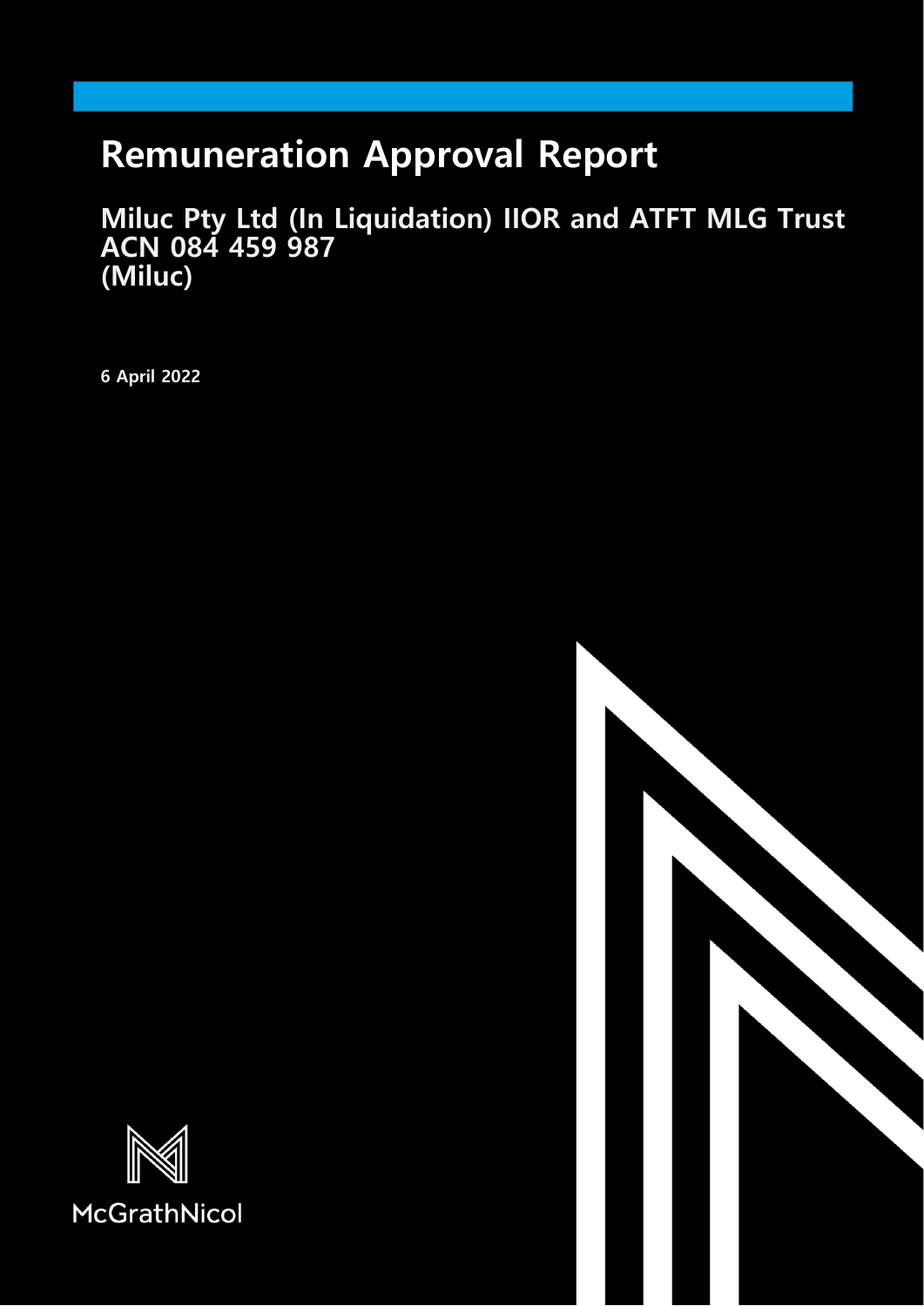# Remuneration Approval Report

## Miluc Pty Ltd (In Liquidation) IIOR and ATFT MLG Trust ACN 084 459 987 (Miluc)

**6 April 2022**

McGrathNicol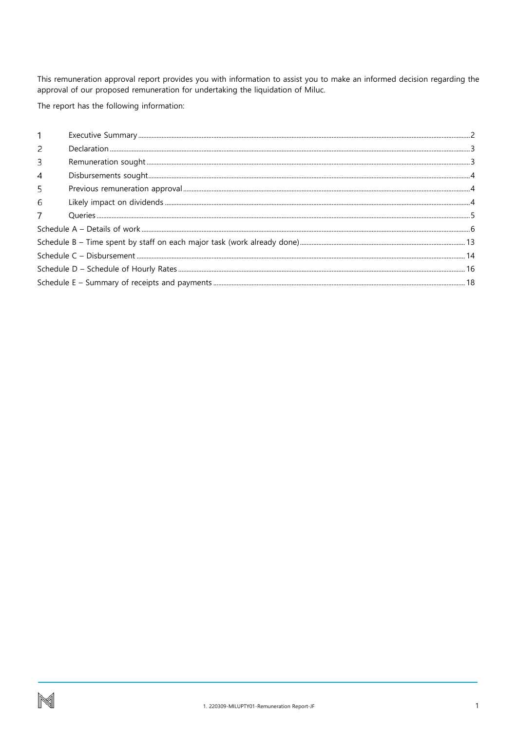This remuneration approval report provides you with information to assist you to make an informed decision regarding the approval of our proposed remuneration for undertaking the liquidation of Miluc.

The report has the following information:

| | | |
|---|---|---|
| 1 | Executive Summary | 2 |
| 2 | Declaration | 3 |
| 3 | Remuneration sought | 3 |
| 4 | Disbursements sought | 4 |
| 5 | Previous remuneration approval | 4 |
| 6 | Likely impact on dividends | 4 |
| 7 | Queries | 5 |
| Schedule A – Details of work | | 6 |
| Schedule B – Time spent by staff on each major task (work already done) | | 13 |
| Schedule C – Disbursement | | 14 |
| Schedule D – Schedule of Hourly Rates | | 16 |
| Schedule E – Summary of receipts and payments | | 18 |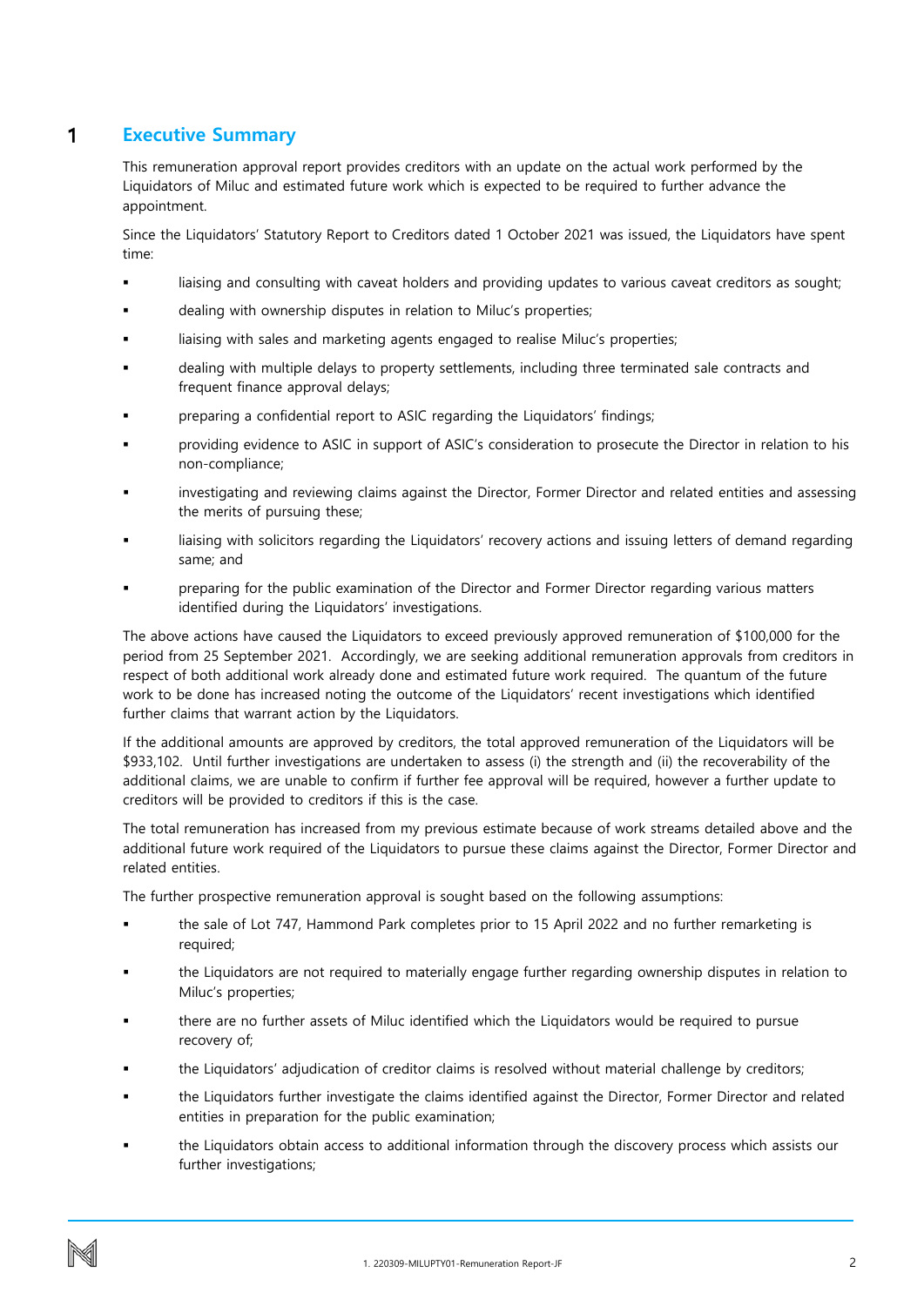# 1 Executive Summary

This remuneration approval report provides creditors with an update on the actual work performed by the Liquidators of Miluc and estimated future work which is expected to be required to further advance the appointment.

Since the Liquidators' Statutory Report to Creditors dated 1 October 2021 was issued, the Liquidators have spent time:

- liaising and consulting with caveat holders and providing updates to various caveat creditors as sought;
- dealing with ownership disputes in relation to Miluc's properties;
- liaising with sales and marketing agents engaged to realise Miluc's properties;
- dealing with multiple delays to property settlements, including three terminated sale contracts and frequent finance approval delays;
- preparing a confidential report to ASIC regarding the Liquidators' findings;
- providing evidence to ASIC in support of ASIC's consideration to prosecute the Director in relation to his non-compliance;
- investigating and reviewing claims against the Director, Former Director and related entities and assessing the merits of pursuing these;
- liaising with solicitors regarding the Liquidators' recovery actions and issuing letters of demand regarding same; and
- preparing for the public examination of the Director and Former Director regarding various matters identified during the Liquidators' investigations.

The above actions have caused the Liquidators to exceed previously approved remuneration of $100,000 for the period from 25 September 2021. Accordingly, we are seeking additional remuneration approvals from creditors in respect of both additional work already done and estimated future work required. The quantum of the future work to be done has increased noting the outcome of the Liquidators' recent investigations which identified further claims that warrant action by the Liquidators.

If the additional amounts are approved by creditors, the total approved remuneration of the Liquidators will be $933,102. Until further investigations are undertaken to assess (i) the strength and (ii) the recoverability of the additional claims, we are unable to confirm if further fee approval will be required, however a further update to creditors will be provided to creditors if this is the case.

The total remuneration has increased from my previous estimate because of work streams detailed above and the additional future work required of the Liquidators to pursue these claims against the Director, Former Director and related entities.

The further prospective remuneration approval is sought based on the following assumptions:

- the sale of Lot 747, Hammond Park completes prior to 15 April 2022 and no further remarketing is required;
- the Liquidators are not required to materially engage further regarding ownership disputes in relation to Miluc's properties;
- there are no further assets of Miluc identified which the Liquidators would be required to pursue recovery of;
- the Liquidators' adjudication of creditor claims is resolved without material challenge by creditors;
- the Liquidators further investigate the claims identified against the Director, Former Director and related entities in preparation for the public examination;
- the Liquidators obtain access to additional information through the discovery process which assists our further investigations;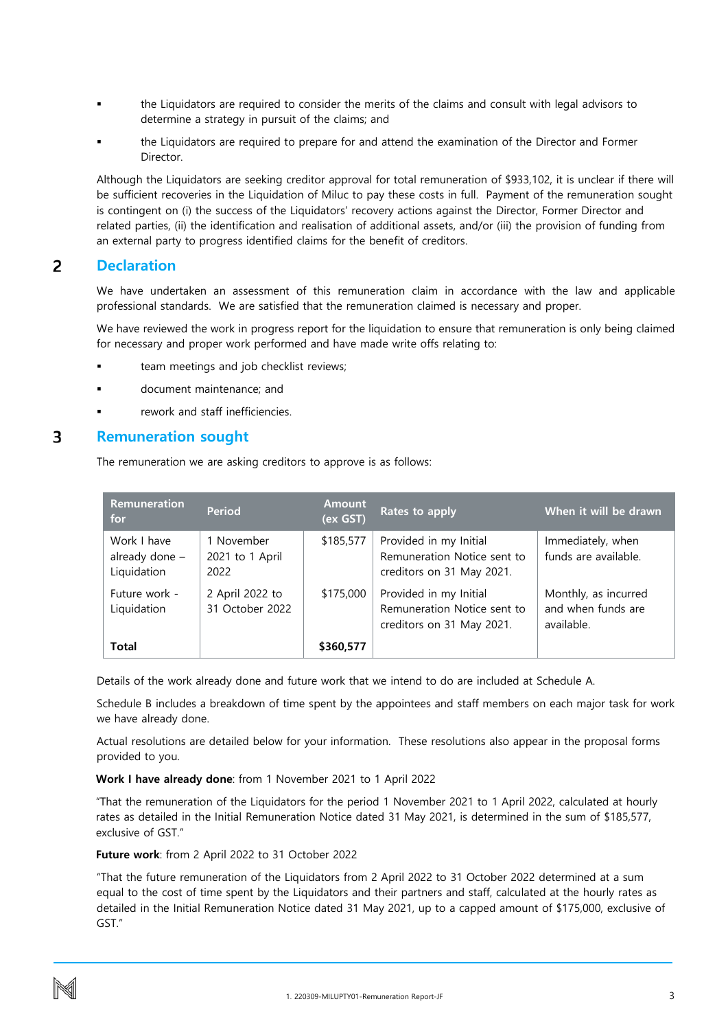- the Liquidators are required to consider the merits of the claims and consult with legal advisors to determine a strategy in pursuit of the claims; and
- the Liquidators are required to prepare for and attend the examination of the Director and Former Director.

Although the Liquidators are seeking creditor approval for total remuneration of $933,102, it is unclear if there will be sufficient recoveries in the Liquidation of Miluc to pay these costs in full. Payment of the remuneration sought is contingent on (i) the success of the Liquidators' recovery actions against the Director, Former Director and related parties, (ii) the identification and realisation of additional assets, and/or (iii) the provision of funding from an external party to progress identified claims for the benefit of creditors.

## 2 Declaration

We have undertaken an assessment of this remuneration claim in accordance with the law and applicable professional standards. We are satisfied that the remuneration claimed is necessary and proper.

We have reviewed the work in progress report for the liquidation to ensure that remuneration is only being claimed for necessary and proper work performed and have made write offs relating to:

- team meetings and job checklist reviews;
- document maintenance; and
- rework and staff inefficiencies.

## 3 Remuneration sought

The remuneration we are asking creditors to approve is as follows:

| Remuneration for | Period | Amount (ex GST) | Rates to apply | When it will be drawn |
|---|---|---|---|---|
| Work I have already done – Liquidation | 1 November 2021 to 1 April 2022 | $185,577 | Provided in my Initial Remuneration Notice sent to creditors on 31 May 2021. | Immediately, when funds are available. |
| Future work - Liquidation | 2 April 2022 to 31 October 2022 | $175,000 | Provided in my Initial Remuneration Notice sent to creditors on 31 May 2021. | Monthly, as incurred and when funds are available. |
| **Total** | | **$360,577** | | |

Details of the work already done and future work that we intend to do are included at Schedule A.

Schedule B includes a breakdown of time spent by the appointees and staff members on each major task for work we have already done.

Actual resolutions are detailed below for your information. These resolutions also appear in the proposal forms provided to you.

**Work I have already done**: from 1 November 2021 to 1 April 2022

"That the remuneration of the Liquidators for the period 1 November 2021 to 1 April 2022, calculated at hourly rates as detailed in the Initial Remuneration Notice dated 31 May 2021, is determined in the sum of $185,577, exclusive of GST."

**Future work**: from 2 April 2022 to 31 October 2022

"That the future remuneration of the Liquidators from 2 April 2022 to 31 October 2022 determined at a sum equal to the cost of time spent by the Liquidators and their partners and staff, calculated at the hourly rates as detailed in the Initial Remuneration Notice dated 31 May 2021, up to a capped amount of $175,000, exclusive of GST."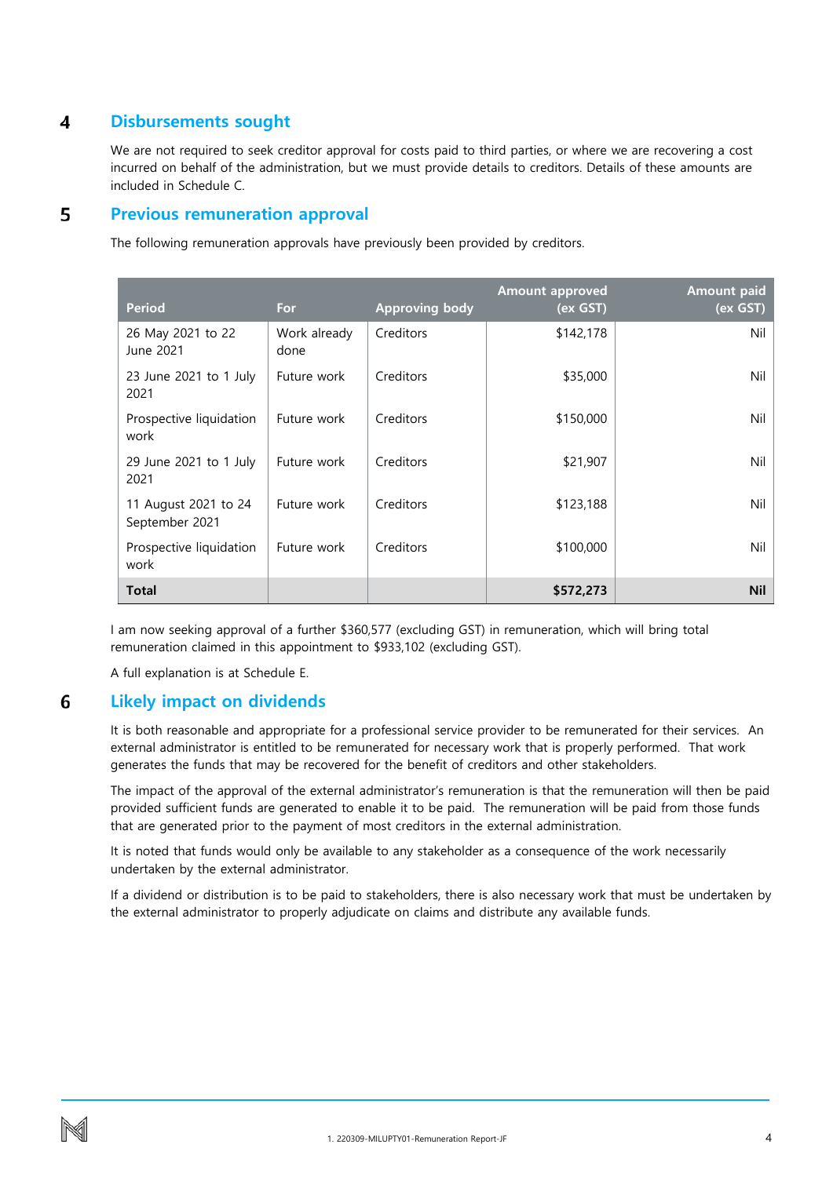## 4 Disbursements sought

We are not required to seek creditor approval for costs paid to third parties, or where we are recovering a cost incurred on behalf of the administration, but we must provide details to creditors. Details of these amounts are included in Schedule C.

## 5 Previous remuneration approval

The following remuneration approvals have previously been provided by creditors.

| Period | For | Approving body | Amount approved (ex GST) | Amount paid (ex GST) |
|---|---|---|---|---|
| 26 May 2021 to 22 June 2021 | Work already done | Creditors | $142,178 | Nil |
| 23 June 2021 to 1 July 2021 | Future work | Creditors | $35,000 | Nil |
| Prospective liquidation work | Future work | Creditors | $150,000 | Nil |
| 29 June 2021 to 1 July 2021 | Future work | Creditors | $21,907 | Nil |
| 11 August 2021 to 24 September 2021 | Future work | Creditors | $123,188 | Nil |
| Prospective liquidation work | Future work | Creditors | $100,000 | Nil |
| **Total** | | | **$572,273** | **Nil** |

I am now seeking approval of a further $360,577 (excluding GST) in remuneration, which will bring total remuneration claimed in this appointment to $933,102 (excluding GST).

A full explanation is at Schedule E.

## 6 Likely impact on dividends

It is both reasonable and appropriate for a professional service provider to be remunerated for their services. An external administrator is entitled to be remunerated for necessary work that is properly performed. That work generates the funds that may be recovered for the benefit of creditors and other stakeholders.

The impact of the approval of the external administrator's remuneration is that the remuneration will then be paid provided sufficient funds are generated to enable it to be paid. The remuneration will be paid from those funds that are generated prior to the payment of most creditors in the external administration.

It is noted that funds would only be available to any stakeholder as a consequence of the work necessarily undertaken by the external administrator.

If a dividend or distribution is to be paid to stakeholders, there is also necessary work that must be undertaken by the external administrator to properly adjudicate on claims and distribute any available funds.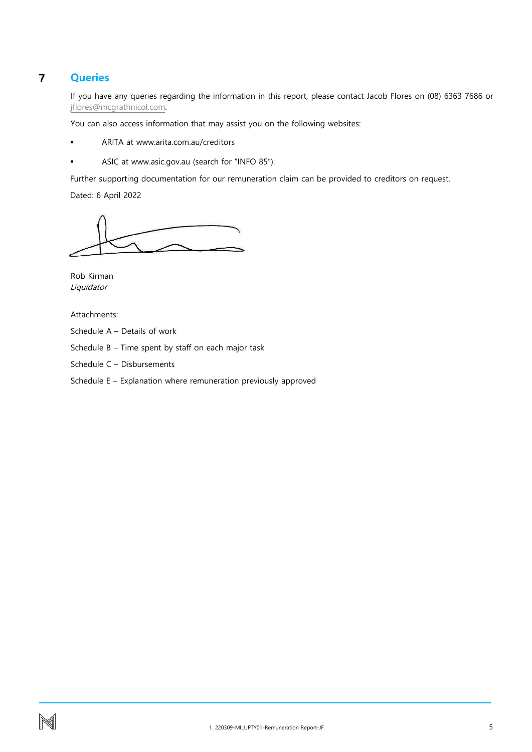# 7 Queries

If you have any queries regarding the information in this report, please contact Jacob Flores on (08) 6363 7686 or jflores@mcgrathnicol.com.

You can also access information that may assist you on the following websites:

- ARITA at www.arita.com.au/creditors
- ASIC at www.asic.gov.au (search for "INFO 85").

Further supporting documentation for our remuneration claim can be provided to creditors on request.

Dated: 6 April 2022

Rob Kirman
*Liquidator*

Attachments:

Schedule A – Details of work

Schedule B – Time spent by staff on each major task

Schedule C – Disbursements

Schedule E – Explanation where remuneration previously approved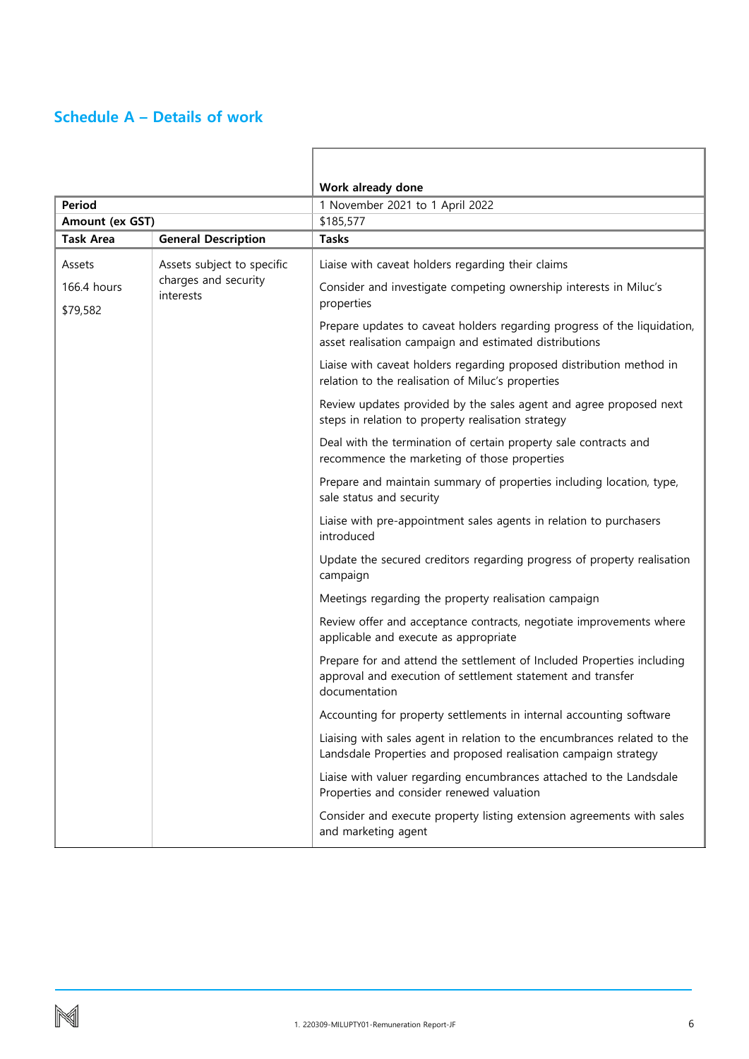## Schedule A – Details of work

| | | Work already done |
|---|---|---|
| **Period** | | 1 November 2021 to 1 April 2022 |
| **Amount (ex GST)** | | $185,577 |
| **Task Area** | **General Description** | **Tasks** |
| Assets<br>166.4 hours<br>$79,582 | Assets subject to specific charges and security interests | Liaise with caveat holders regarding their claims<br><br>Consider and investigate competing ownership interests in Miluc's properties<br><br>Prepare updates to caveat holders regarding progress of the liquidation, asset realisation campaign and estimated distributions<br><br>Liaise with caveat holders regarding proposed distribution method in relation to the realisation of Miluc's properties<br><br>Review updates provided by the sales agent and agree proposed next steps in relation to property realisation strategy<br><br>Deal with the termination of certain property sale contracts and recommence the marketing of those properties<br><br>Prepare and maintain summary of properties including location, type, sale status and security<br><br>Liaise with pre-appointment sales agents in relation to purchasers introduced<br><br>Update the secured creditors regarding progress of property realisation campaign<br><br>Meetings regarding the property realisation campaign<br><br>Review offer and acceptance contracts, negotiate improvements where applicable and execute as appropriate<br><br>Prepare for and attend the settlement of Included Properties including approval and execution of settlement statement and transfer documentation<br><br>Accounting for property settlements in internal accounting software<br><br>Liaising with sales agent in relation to the encumbrances related to the Landsdale Properties and proposed realisation campaign strategy<br><br>Liaise with valuer regarding encumbrances attached to the Landsdale Properties and consider renewed valuation<br><br>Consider and execute property listing extension agreements with sales and marketing agent |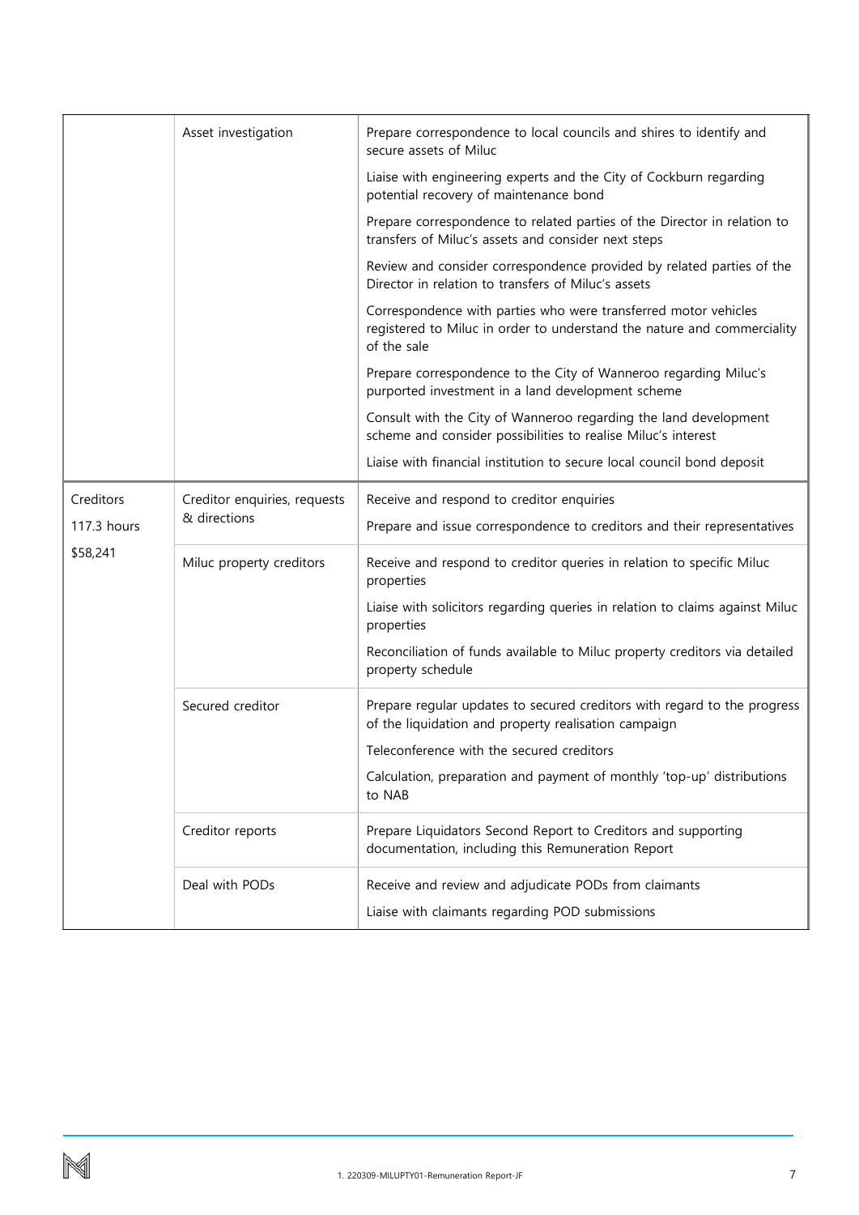| | | |
|---|---|---|
| | Asset investigation | Prepare correspondence to local councils and shires to identify and secure assets of Miluc |
| | | Liaise with engineering experts and the City of Cockburn regarding potential recovery of maintenance bond |
| | | Prepare correspondence to related parties of the Director in relation to transfers of Miluc's assets and consider next steps |
| | | Review and consider correspondence provided by related parties of the Director in relation to transfers of Miluc's assets |
| | | Correspondence with parties who were transferred motor vehicles registered to Miluc in order to understand the nature and commerciality of the sale |
| | | Prepare correspondence to the City of Wanneroo regarding Miluc's purported investment in a land development scheme |
| | | Consult with the City of Wanneroo regarding the land development scheme and consider possibilities to realise Miluc's interest |
| | | Liaise with financial institution to secure local council bond deposit |
| Creditors<br>117.3 hours<br>$58,241 | Creditor enquiries, requests & directions | Receive and respond to creditor enquiries |
| | | Prepare and issue correspondence to creditors and their representatives |
| | Miluc property creditors | Receive and respond to creditor queries in relation to specific Miluc properties |
| | | Liaise with solicitors regarding queries in relation to claims against Miluc properties |
| | | Reconciliation of funds available to Miluc property creditors via detailed property schedule |
| | Secured creditor | Prepare regular updates to secured creditors with regard to the progress of the liquidation and property realisation campaign |
| | | Teleconference with the secured creditors |
| | | Calculation, preparation and payment of monthly 'top-up' distributions to NAB |
| | Creditor reports | Prepare Liquidators Second Report to Creditors and supporting documentation, including this Remuneration Report |
| | Deal with PODs | Receive and review and adjudicate PODs from claimants |
| | | Liaise with claimants regarding POD submissions |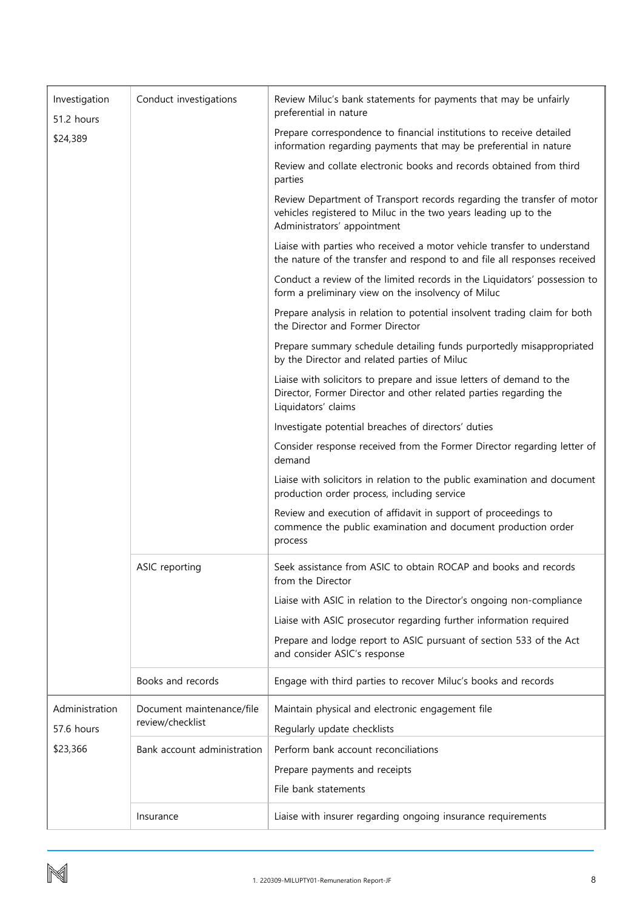| | | |
|---|---|---|
| Investigation<br>51.2 hours<br>$24,389 | Conduct investigations | Review Miluc's bank statements for payments that may be unfairly preferential in nature<br>Prepare correspondence to financial institutions to receive detailed information regarding payments that may be preferential in nature<br>Review and collate electronic books and records obtained from third parties<br>Review Department of Transport records regarding the transfer of motor vehicles registered to Miluc in the two years leading up to the Administrators' appointment<br>Liaise with parties who received a motor vehicle transfer to understand the nature of the transfer and respond to and file all responses received<br>Conduct a review of the limited records in the Liquidators' possession to form a preliminary view on the insolvency of Miluc<br>Prepare analysis in relation to potential insolvent trading claim for both the Director and Former Director<br>Prepare summary schedule detailing funds purportedly misappropriated by the Director and related parties of Miluc<br>Liaise with solicitors to prepare and issue letters of demand to the Director, Former Director and other related parties regarding the Liquidators' claims<br>Investigate potential breaches of directors' duties<br>Consider response received from the Former Director regarding letter of demand<br>Liaise with solicitors in relation to the public examination and document production order process, including service<br>Review and execution of affidavit in support of proceedings to commence the public examination and document production order process |
| | ASIC reporting | Seek assistance from ASIC to obtain ROCAP and books and records from the Director<br>Liaise with ASIC in relation to the Director's ongoing non-compliance<br>Liaise with ASIC prosecutor regarding further information required<br>Prepare and lodge report to ASIC pursuant of section 533 of the Act and consider ASIC's response |
| | Books and records | Engage with third parties to recover Miluc's books and records |
| Administration<br>57.6 hours<br>$23,366 | Document maintenance/file review/checklist | Maintain physical and electronic engagement file<br>Regularly update checklists |
| | Bank account administration | Perform bank account reconciliations<br>Prepare payments and receipts<br>File bank statements |
| | Insurance | Liaise with insurer regarding ongoing insurance requirements |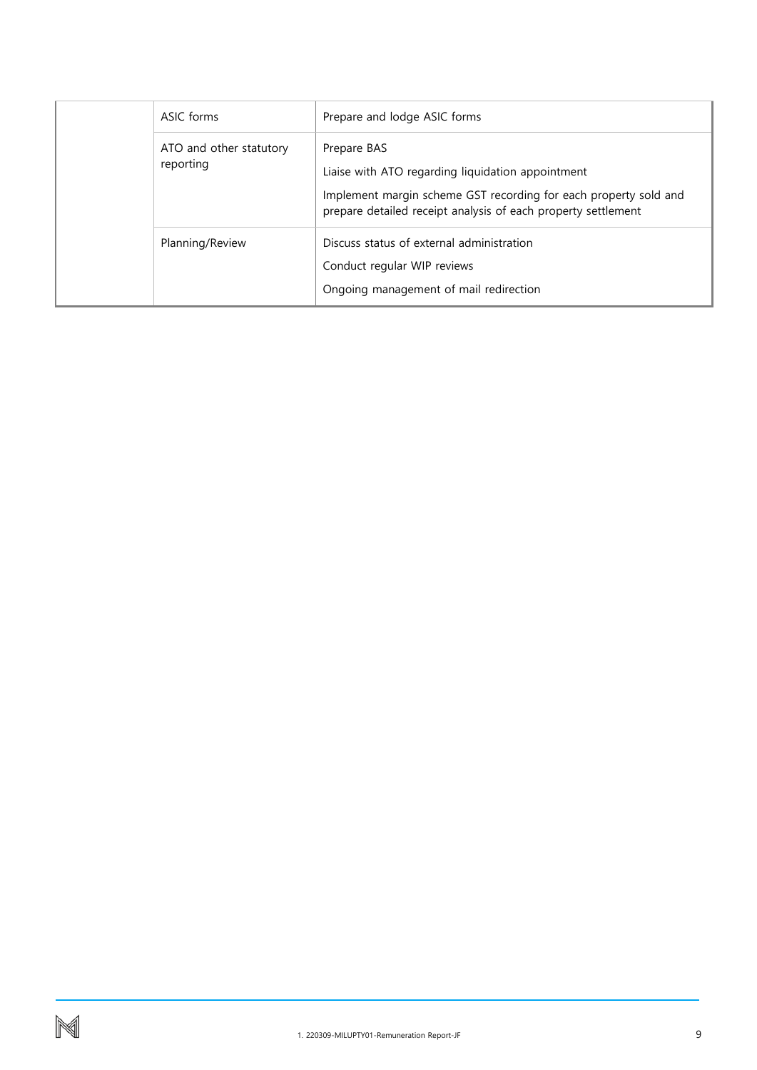| | | |
|---|---|---|
| | ASIC forms | Prepare and lodge ASIC forms |
| | ATO and other statutory reporting | Prepare BAS<br>Liaise with ATO regarding liquidation appointment<br>Implement margin scheme GST recording for each property sold and prepare detailed receipt analysis of each property settlement |
| | Planning/Review | Discuss status of external administration<br>Conduct regular WIP reviews<br>Ongoing management of mail redirection |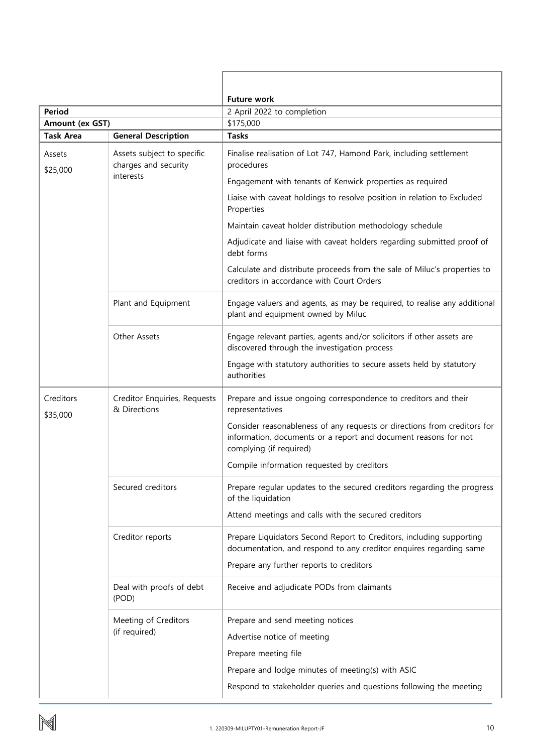| | | Future work |
|---|---|---|
| **Period** | | 2 April 2022 to completion |
| **Amount (ex GST)** | | $175,000 |
| **Task Area** | **General Description** | **Tasks** |
| Assets<br>$25,000 | Assets subject to specific charges and security interests | Finalise realisation of Lot 747, Hamond Park, including settlement procedures<br>Engagement with tenants of Kenwick properties as required<br>Liaise with caveat holdings to resolve position in relation to Excluded Properties<br>Maintain caveat holder distribution methodology schedule<br>Adjudicate and liaise with caveat holders regarding submitted proof of debt forms<br>Calculate and distribute proceeds from the sale of Miluc's properties to creditors in accordance with Court Orders |
| | Plant and Equipment | Engage valuers and agents, as may be required, to realise any additional plant and equipment owned by Miluc |
| | Other Assets | Engage relevant parties, agents and/or solicitors if other assets are discovered through the investigation process<br>Engage with statutory authorities to secure assets held by statutory authorities |
| Creditors<br>$35,000 | Creditor Enquiries, Requests & Directions | Prepare and issue ongoing correspondence to creditors and their representatives<br>Consider reasonableness of any requests or directions from creditors for information, documents or a report and document reasons for not complying (if required)<br>Compile information requested by creditors |
| | Secured creditors | Prepare regular updates to the secured creditors regarding the progress of the liquidation<br>Attend meetings and calls with the secured creditors |
| | Creditor reports | Prepare Liquidators Second Report to Creditors, including supporting documentation, and respond to any creditor enquires regarding same<br>Prepare any further reports to creditors |
| | Deal with proofs of debt (POD) | Receive and adjudicate PODs from claimants |
| | Meeting of Creditors (if required) | Prepare and send meeting notices<br>Advertise notice of meeting<br>Prepare meeting file<br>Prepare and lodge minutes of meeting(s) with ASIC<br>Respond to stakeholder queries and questions following the meeting |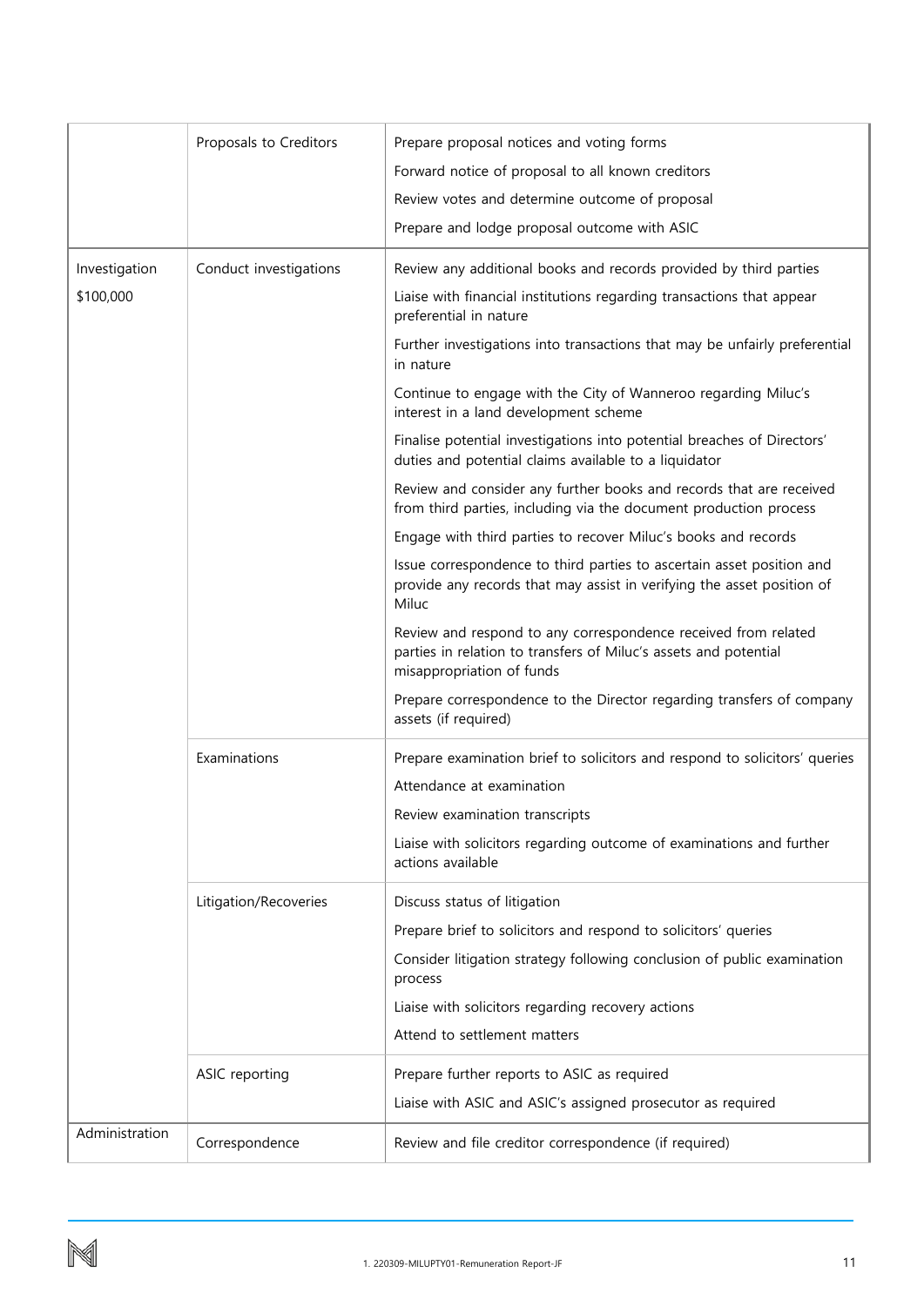| | | |
|---|---|---|
| | Proposals to Creditors | Prepare proposal notices and voting forms<br>Forward notice of proposal to all known creditors<br>Review votes and determine outcome of proposal<br>Prepare and lodge proposal outcome with ASIC |
| Investigation<br>$100,000 | Conduct investigations | Review any additional books and records provided by third parties<br>Liaise with financial institutions regarding transactions that appear preferential in nature<br>Further investigations into transactions that may be unfairly preferential in nature<br>Continue to engage with the City of Wanneroo regarding Miluc's interest in a land development scheme<br>Finalise potential investigations into potential breaches of Directors' duties and potential claims available to a liquidator<br>Review and consider any further books and records that are received from third parties, including via the document production process<br>Engage with third parties to recover Miluc's books and records<br>Issue correspondence to third parties to ascertain asset position and provide any records that may assist in verifying the asset position of Miluc<br>Review and respond to any correspondence received from related parties in relation to transfers of Miluc's assets and potential misappropriation of funds<br>Prepare correspondence to the Director regarding transfers of company assets (if required) |
| | Examinations | Prepare examination brief to solicitors and respond to solicitors' queries<br>Attendance at examination<br>Review examination transcripts<br>Liaise with solicitors regarding outcome of examinations and further actions available |
| | Litigation/Recoveries | Discuss status of litigation<br>Prepare brief to solicitors and respond to solicitors' queries<br>Consider litigation strategy following conclusion of public examination process<br>Liaise with solicitors regarding recovery actions<br>Attend to settlement matters |
| | ASIC reporting | Prepare further reports to ASIC as required<br>Liaise with ASIC and ASIC's assigned prosecutor as required |
| Administration | Correspondence | Review and file creditor correspondence (if required) |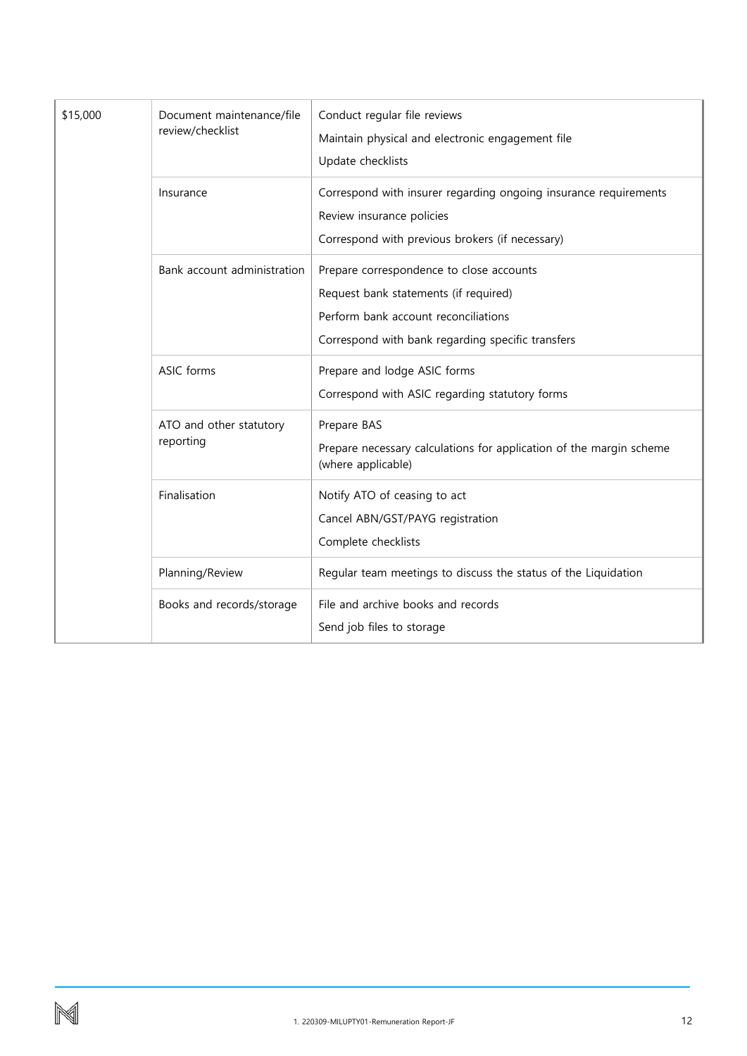| | | |
|---|---|---|
| $15,000 | Document maintenance/file review/checklist | Conduct regular file reviews<br>Maintain physical and electronic engagement file<br>Update checklists |
| | Insurance | Correspond with insurer regarding ongoing insurance requirements<br>Review insurance policies<br>Correspond with previous brokers (if necessary) |
| | Bank account administration | Prepare correspondence to close accounts<br>Request bank statements (if required)<br>Perform bank account reconciliations<br>Correspond with bank regarding specific transfers |
| | ASIC forms | Prepare and lodge ASIC forms<br>Correspond with ASIC regarding statutory forms |
| | ATO and other statutory reporting | Prepare BAS<br>Prepare necessary calculations for application of the margin scheme (where applicable) |
| | Finalisation | Notify ATO of ceasing to act<br>Cancel ABN/GST/PAYG registration<br>Complete checklists |
| | Planning/Review | Regular team meetings to discuss the status of the Liquidation |
| | Books and records/storage | File and archive books and records<br>Send job files to storage |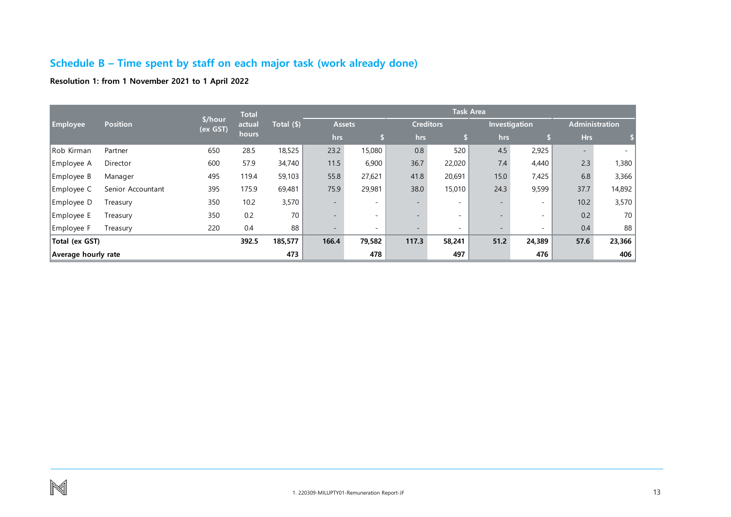## Schedule B – Time spent by staff on each major task (work already done)

**Resolution 1: from 1 November 2021 to 1 April 2022**

| Employee | Position | $/hour (ex GST) | Total actual hours | Total ($) | Task Area | | | | | | | |
|---|---|---|---|---|---|---|---|---|---|---|---|---|
| | | | | | Assets | | Creditors | | Investigation | | Administration | |
| | | | | | hrs | $ | hrs | $ | hrs | $ | Hrs | $ |
| Rob Kirman | Partner | 650 | 28.5 | 18,525 | 23.2 | 15,080 | 0.8 | 520 | 4.5 | 2,925 | - | - |
| Employee A | Director | 600 | 57.9 | 34,740 | 11.5 | 6,900 | 36.7 | 22,020 | 7.4 | 4,440 | 2.3 | 1,380 |
| Employee B | Manager | 495 | 119.4 | 59,103 | 55.8 | 27,621 | 41.8 | 20,691 | 15.0 | 7,425 | 6.8 | 3,366 |
| Employee C | Senior Accountant | 395 | 175.9 | 69,481 | 75.9 | 29,981 | 38.0 | 15,010 | 24.3 | 9,599 | 37.7 | 14,892 |
| Employee D | Treasury | 350 | 10.2 | 3,570 | - | - | - | - | - | - | 10.2 | 3,570 |
| Employee E | Treasury | 350 | 0.2 | 70 | - | - | - | - | - | - | 0.2 | 70 |
| Employee F | Treasury | 220 | 0.4 | 88 | - | - | - | - | - | - | 0.4 | 88 |
| **Total (ex GST)** | | | **392.5** | **185,577** | **166.4** | **79,582** | **117.3** | **58,241** | **51.2** | **24,389** | **57.6** | **23,366** |
| **Average hourly rate** | | | | **473** | | **478** | | **497** | | **476** | | **406** |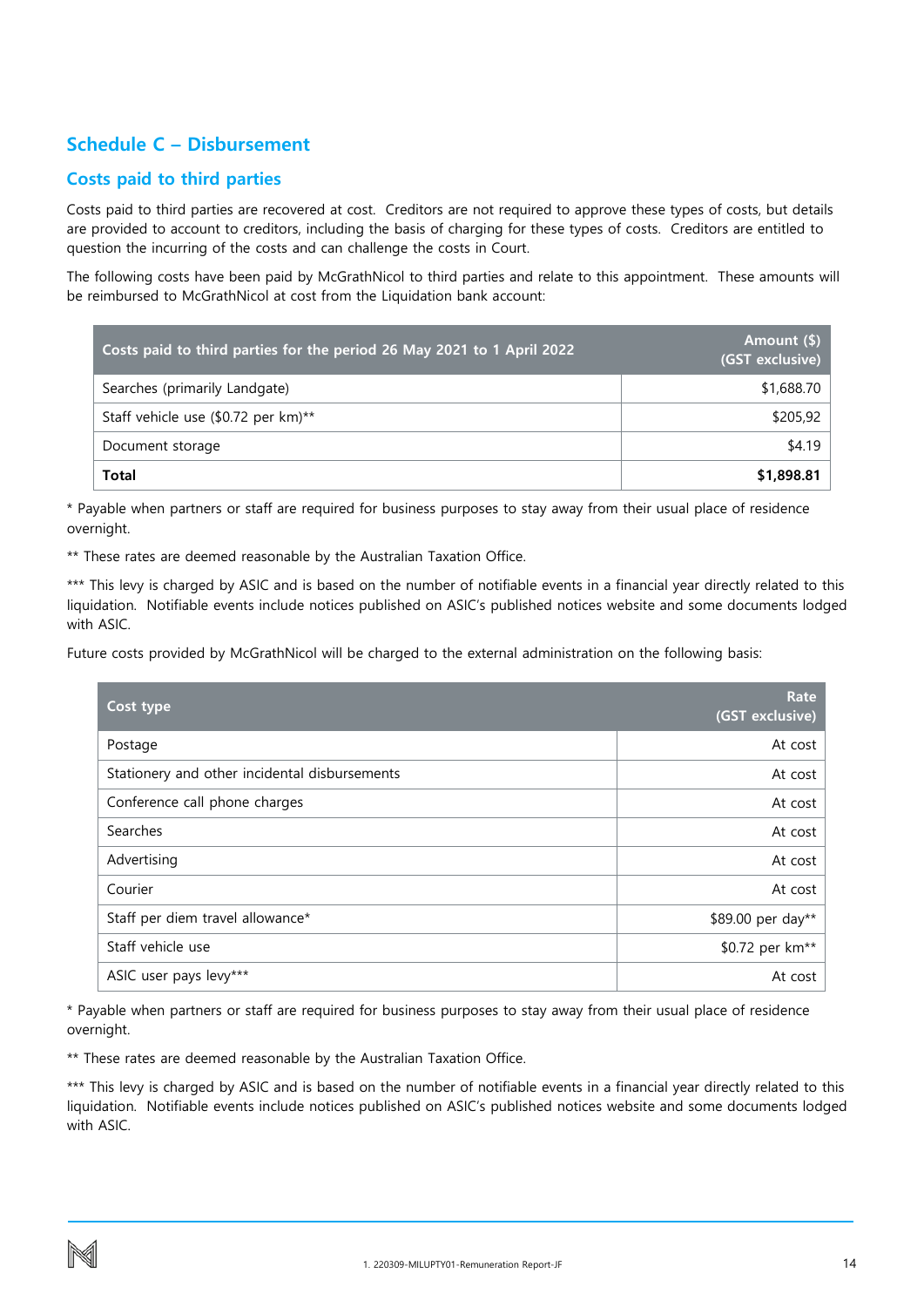## Schedule C – Disbursement

### Costs paid to third parties

Costs paid to third parties are recovered at cost. Creditors are not required to approve these types of costs, but details are provided to account to creditors, including the basis of charging for these types of costs. Creditors are entitled to question the incurring of the costs and can challenge the costs in Court.

The following costs have been paid by McGrathNicol to third parties and relate to this appointment. These amounts will be reimbursed to McGrathNicol at cost from the Liquidation bank account:

| Costs paid to third parties for the period 26 May 2021 to 1 April 2022 | Amount ($) (GST exclusive) |
|---|---:|
| Searches (primarily Landgate) | $1,688.70 |
| Staff vehicle use ($0.72 per km)** | $205,92 |
| Document storage | $4.19 |
| **Total** | **$1,898.81** |

* Payable when partners or staff are required for business purposes to stay away from their usual place of residence overnight.

** These rates are deemed reasonable by the Australian Taxation Office.

*** This levy is charged by ASIC and is based on the number of notifiable events in a financial year directly related to this liquidation. Notifiable events include notices published on ASIC's published notices website and some documents lodged with ASIC.

Future costs provided by McGrathNicol will be charged to the external administration on the following basis:

| Cost type | Rate (GST exclusive) |
|---|---:|
| Postage | At cost |
| Stationery and other incidental disbursements | At cost |
| Conference call phone charges | At cost |
| Searches | At cost |
| Advertising | At cost |
| Courier | At cost |
| Staff per diem travel allowance* | $89.00 per day** |
| Staff vehicle use | $0.72 per km** |
| ASIC user pays levy*** | At cost |

* Payable when partners or staff are required for business purposes to stay away from their usual place of residence overnight.

** These rates are deemed reasonable by the Australian Taxation Office.

*** This levy is charged by ASIC and is based on the number of notifiable events in a financial year directly related to this liquidation. Notifiable events include notices published on ASIC's published notices website and some documents lodged with ASIC.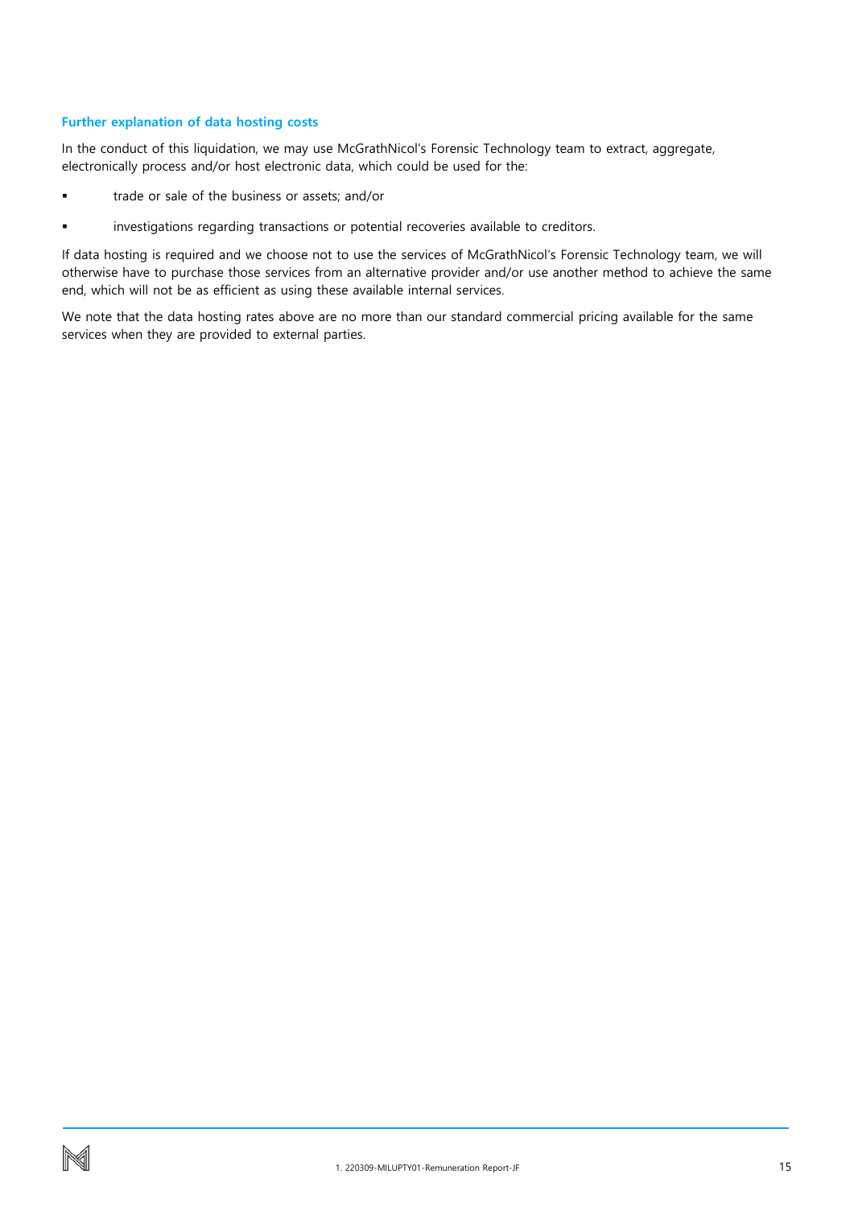### Further explanation of data hosting costs

In the conduct of this liquidation, we may use McGrathNicol's Forensic Technology team to extract, aggregate, electronically process and/or host electronic data, which could be used for the:

- trade or sale of the business or assets; and/or
- investigations regarding transactions or potential recoveries available to creditors.

If data hosting is required and we choose not to use the services of McGrathNicol's Forensic Technology team, we will otherwise have to purchase those services from an alternative provider and/or use another method to achieve the same end, which will not be as efficient as using these available internal services.

We note that the data hosting rates above are no more than our standard commercial pricing available for the same services when they are provided to external parties.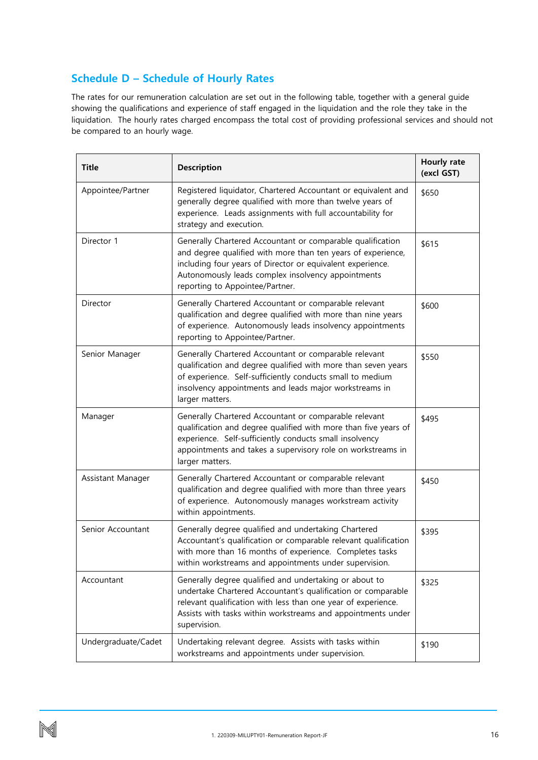## Schedule D – Schedule of Hourly Rates

The rates for our remuneration calculation are set out in the following table, together with a general guide showing the qualifications and experience of staff engaged in the liquidation and the role they take in the liquidation. The hourly rates charged encompass the total cost of providing professional services and should not be compared to an hourly wage.

| Title | Description | Hourly rate (excl GST) |
|---|---|---|
| Appointee/Partner | Registered liquidator, Chartered Accountant or equivalent and generally degree qualified with more than twelve years of experience. Leads assignments with full accountability for strategy and execution. | $650 |
| Director 1 | Generally Chartered Accountant or comparable qualification and degree qualified with more than ten years of experience, including four years of Director or equivalent experience. Autonomously leads complex insolvency appointments reporting to Appointee/Partner. | $615 |
| Director | Generally Chartered Accountant or comparable relevant qualification and degree qualified with more than nine years of experience. Autonomously leads insolvency appointments reporting to Appointee/Partner. | $600 |
| Senior Manager | Generally Chartered Accountant or comparable relevant qualification and degree qualified with more than seven years of experience. Self-sufficiently conducts small to medium insolvency appointments and leads major workstreams in larger matters. | $550 |
| Manager | Generally Chartered Accountant or comparable relevant qualification and degree qualified with more than five years of experience. Self-sufficiently conducts small insolvency appointments and takes a supervisory role on workstreams in larger matters. | $495 |
| Assistant Manager | Generally Chartered Accountant or comparable relevant qualification and degree qualified with more than three years of experience. Autonomously manages workstream activity within appointments. | $450 |
| Senior Accountant | Generally degree qualified and undertaking Chartered Accountant's qualification or comparable relevant qualification with more than 16 months of experience. Completes tasks within workstreams and appointments under supervision. | $395 |
| Accountant | Generally degree qualified and undertaking or about to undertake Chartered Accountant's qualification or comparable relevant qualification with less than one year of experience. Assists with tasks within workstreams and appointments under supervision. | $325 |
| Undergraduate/Cadet | Undertaking relevant degree. Assists with tasks within workstreams and appointments under supervision. | $190 |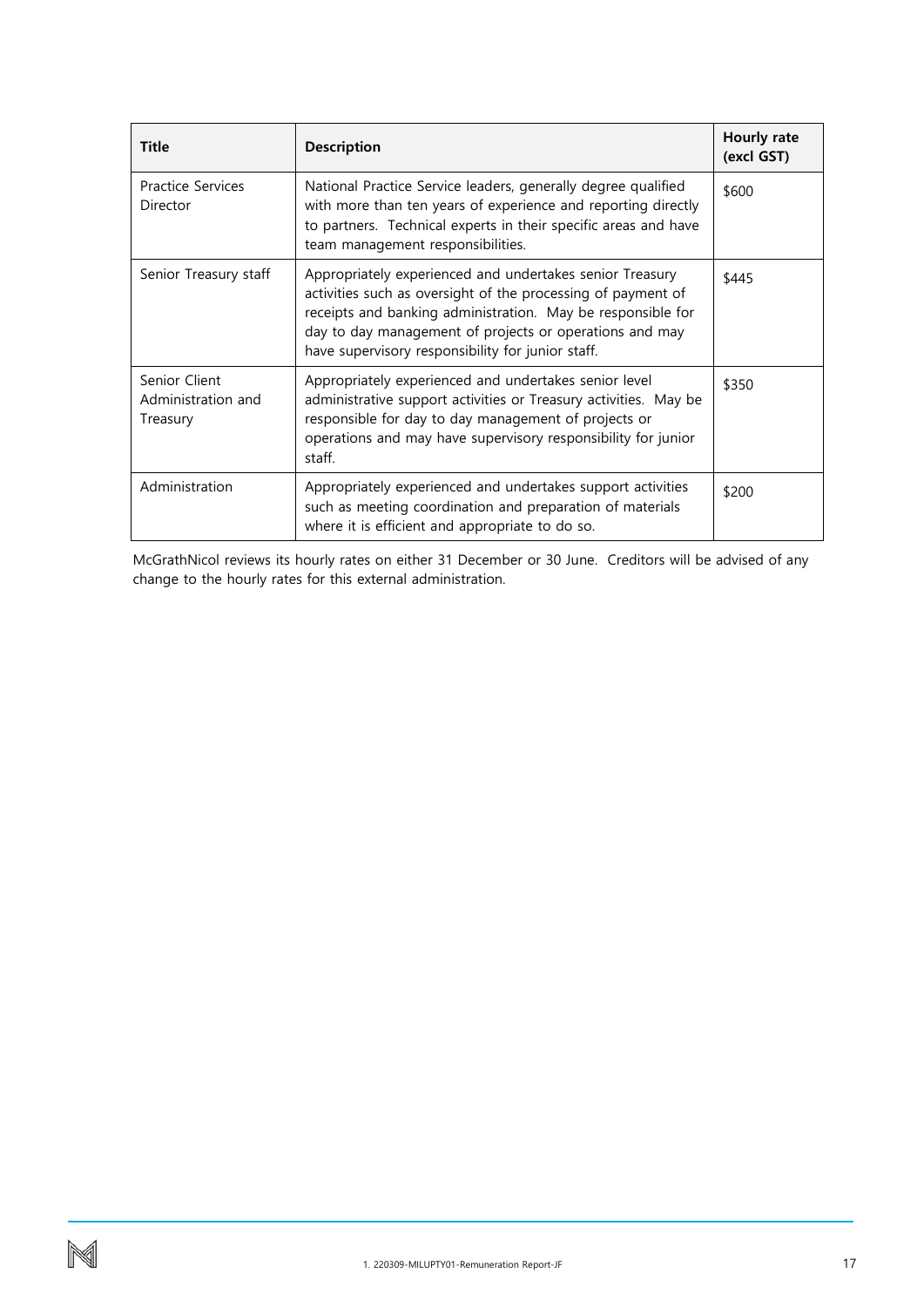| Title | Description | Hourly rate (excl GST) |
|---|---|---|
| Practice Services Director | National Practice Service leaders, generally degree qualified with more than ten years of experience and reporting directly to partners. Technical experts in their specific areas and have team management responsibilities. | $600 |
| Senior Treasury staff | Appropriately experienced and undertakes senior Treasury activities such as oversight of the processing of payment of receipts and banking administration. May be responsible for day to day management of projects or operations and may have supervisory responsibility for junior staff. | $445 |
| Senior Client Administration and Treasury | Appropriately experienced and undertakes senior level administrative support activities or Treasury activities. May be responsible for day to day management of projects or operations and may have supervisory responsibility for junior staff. | $350 |
| Administration | Appropriately experienced and undertakes support activities such as meeting coordination and preparation of materials where it is efficient and appropriate to do so. | $200 |

McGrathNicol reviews its hourly rates on either 31 December or 30 June. Creditors will be advised of any change to the hourly rates for this external administration.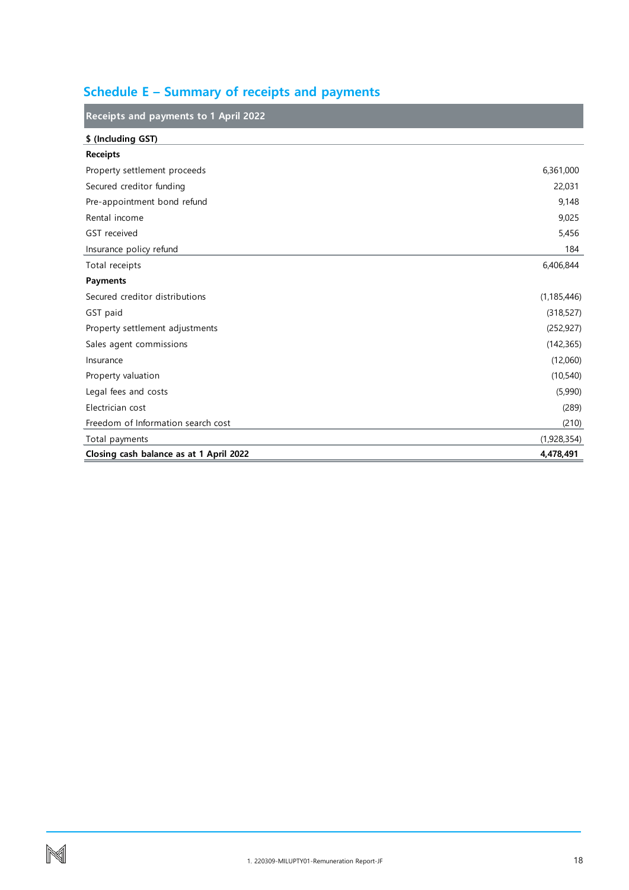## Schedule E – Summary of receipts and payments

| Receipts and payments to 1 April 2022 | |
|---|---|
| **$ (Including GST)** | |
| **Receipts** | |
| Property settlement proceeds | 6,361,000 |
| Secured creditor funding | 22,031 |
| Pre-appointment bond refund | 9,148 |
| Rental income | 9,025 |
| GST received | 5,456 |
| Insurance policy refund | 184 |
| Total receipts | 6,406,844 |
| **Payments** | |
| Secured creditor distributions | (1,185,446) |
| GST paid | (318,527) |
| Property settlement adjustments | (252,927) |
| Sales agent commissions | (142,365) |
| Insurance | (12,060) |
| Property valuation | (10,540) |
| Legal fees and costs | (5,990) |
| Electrician cost | (289) |
| Freedom of Information search cost | (210) |
| Total payments | (1,928,354) |
| **Closing cash balance as at 1 April 2022** | **4,478,491** |